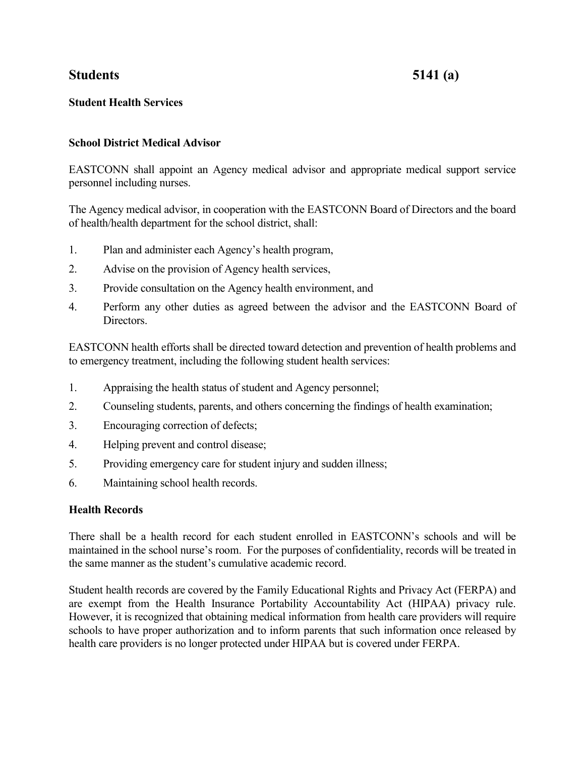# Students 5141 (a)

## Student Health Services

### School District Medical Advisor

EASTCONN shall appoint an Agency medical advisor and appropriate medical support service personnel including nurses.

The Agency medical advisor, in cooperation with the EASTCONN Board of Directors and the board of health/health department for the school district, shall:

1. Plan and administer each Agency's health program,
2. Advise on the provision of Agency health services,
3. Provide consultation on the Agency health environment, and
4. Perform any other duties as agreed between the advisor and the EASTCONN Board of Directors.

EASTCONN health efforts shall be directed toward detection and prevention of health problems and to emergency treatment, including the following student health services:

1. Appraising the health status of student and Agency personnel;
2. Counseling students, parents, and others concerning the findings of health examination;
3. Encouraging correction of defects;
4. Helping prevent and control disease;
5. Providing emergency care for student injury and sudden illness;
6. Maintaining school health records.

### Health Records

There shall be a health record for each student enrolled in EASTCONN's schools and will be maintained in the school nurse's room. For the purposes of confidentiality, records will be treated in the same manner as the student's cumulative academic record.

Student health records are covered by the Family Educational Rights and Privacy Act (FERPA) and are exempt from the Health Insurance Portability Accountability Act (HIPAA) privacy rule. However, it is recognized that obtaining medical information from health care providers will require schools to have proper authorization and to inform parents that such information once released by health care providers is no longer protected under HIPAA but is covered under FERPA.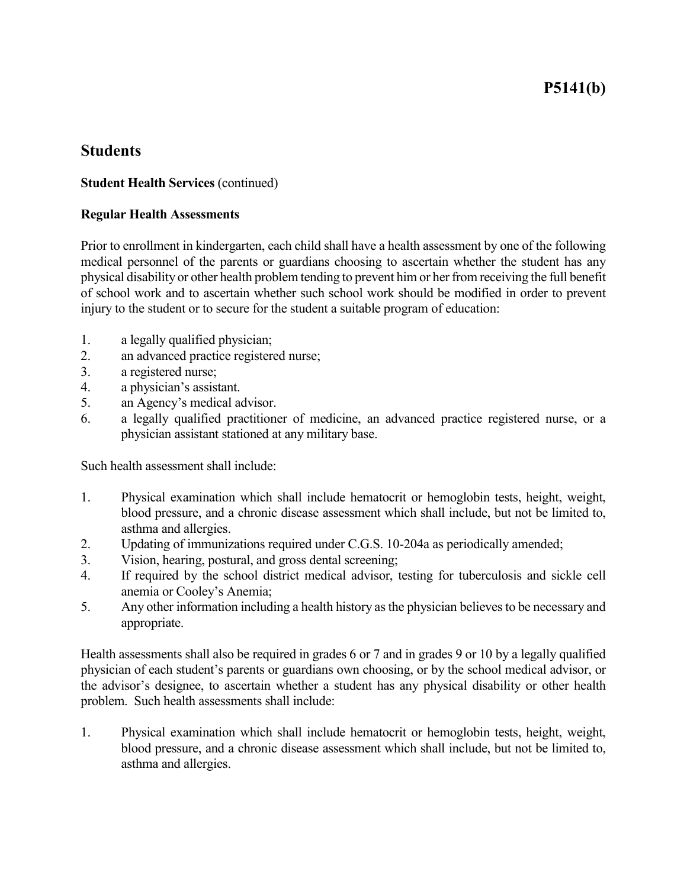# Students

**Student Health Services** (continued)

**Regular Health Assessments**

Prior to enrollment in kindergarten, each child shall have a health assessment by one of the following medical personnel of the parents or guardians choosing to ascertain whether the student has any physical disability or other health problem tending to prevent him or her from receiving the full benefit of school work and to ascertain whether such school work should be modified in order to prevent injury to the student or to secure for the student a suitable program of education:

1. a legally qualified physician;
2. an advanced practice registered nurse;
3. a registered nurse;
4. a physician's assistant.
5. an Agency's medical advisor.
6. a legally qualified practitioner of medicine, an advanced practice registered nurse, or a physician assistant stationed at any military base.

Such health assessment shall include:

1. Physical examination which shall include hematocrit or hemoglobin tests, height, weight, blood pressure, and a chronic disease assessment which shall include, but not be limited to, asthma and allergies.
2. Updating of immunizations required under C.G.S. 10-204a as periodically amended;
3. Vision, hearing, postural, and gross dental screening;
4. If required by the school district medical advisor, testing for tuberculosis and sickle cell anemia or Cooley's Anemia;
5. Any other information including a health history as the physician believes to be necessary and appropriate.

Health assessments shall also be required in grades 6 or 7 and in grades 9 or 10 by a legally qualified physician of each student's parents or guardians own choosing, or by the school medical advisor, or the advisor's designee, to ascertain whether a student has any physical disability or other health problem. Such health assessments shall include:

1. Physical examination which shall include hematocrit or hemoglobin tests, height, weight, blood pressure, and a chronic disease assessment which shall include, but not be limited to, asthma and allergies.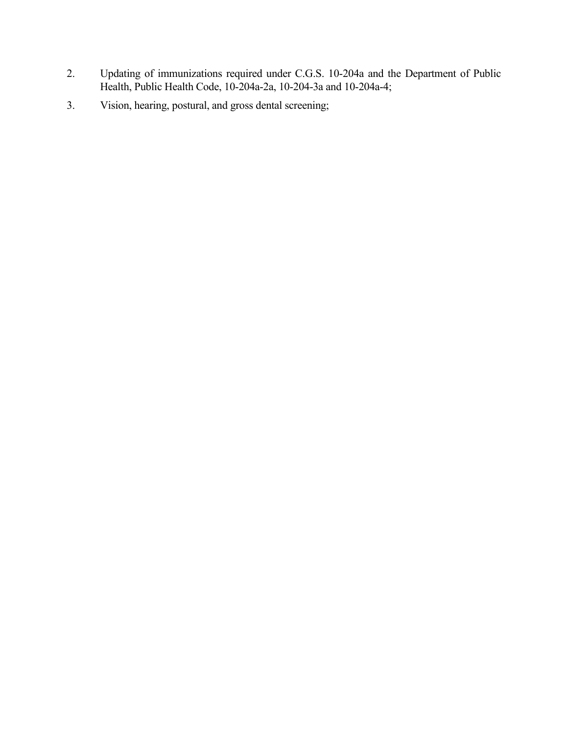2. Updating of immunizations required under C.G.S. 10-204a and the Department of Public Health, Public Health Code, 10-204a-2a, 10-204-3a and 10-204a-4;
3. Vision, hearing, postural, and gross dental screening;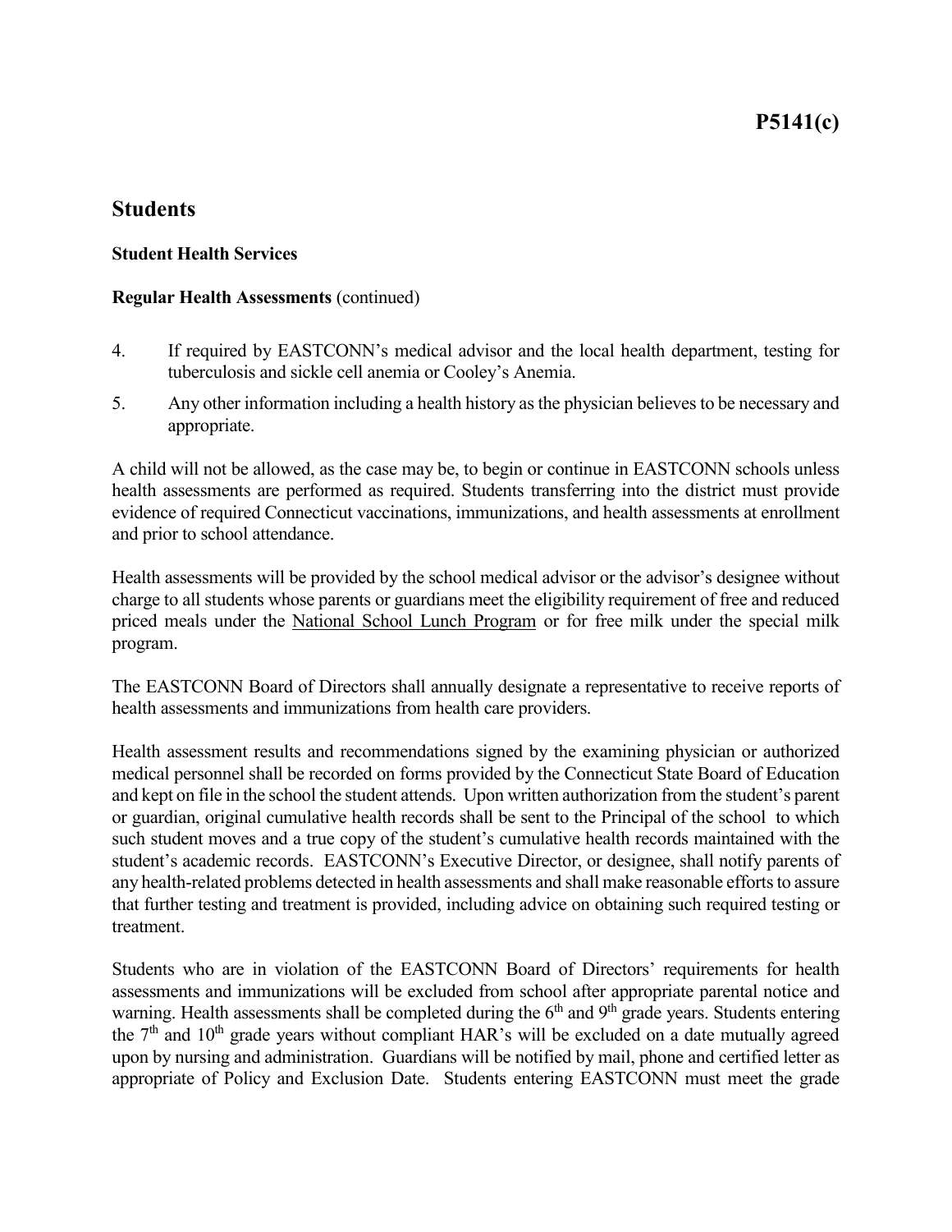# Students

## Student Health Services

**Regular Health Assessments** (continued)

4. If required by EASTCONN's medical advisor and the local health department, testing for tuberculosis and sickle cell anemia or Cooley's Anemia.
5. Any other information including a health history as the physician believes to be necessary and appropriate.

A child will not be allowed, as the case may be, to begin or continue in EASTCONN schools unless health assessments are performed as required. Students transferring into the district must provide evidence of required Connecticut vaccinations, immunizations, and health assessments at enrollment and prior to school attendance.

Health assessments will be provided by the school medical advisor or the advisor's designee without charge to all students whose parents or guardians meet the eligibility requirement of free and reduced priced meals under the National School Lunch Program or for free milk under the special milk program.

The EASTCONN Board of Directors shall annually designate a representative to receive reports of health assessments and immunizations from health care providers.

Health assessment results and recommendations signed by the examining physician or authorized medical personnel shall be recorded on forms provided by the Connecticut State Board of Education and kept on file in the school the student attends. Upon written authorization from the student's parent or guardian, original cumulative health records shall be sent to the Principal of the school to which such student moves and a true copy of the student's cumulative health records maintained with the student's academic records. EASTCONN's Executive Director, or designee, shall notify parents of any health-related problems detected in health assessments and shall make reasonable efforts to assure that further testing and treatment is provided, including advice on obtaining such required testing or treatment.

Students who are in violation of the EASTCONN Board of Directors' requirements for health assessments and immunizations will be excluded from school after appropriate parental notice and warning. Health assessments shall be completed during the 6th and 9th grade years. Students entering the 7th and 10th grade years without compliant HAR's will be excluded on a date mutually agreed upon by nursing and administration. Guardians will be notified by mail, phone and certified letter as appropriate of Policy and Exclusion Date. Students entering EASTCONN must meet the grade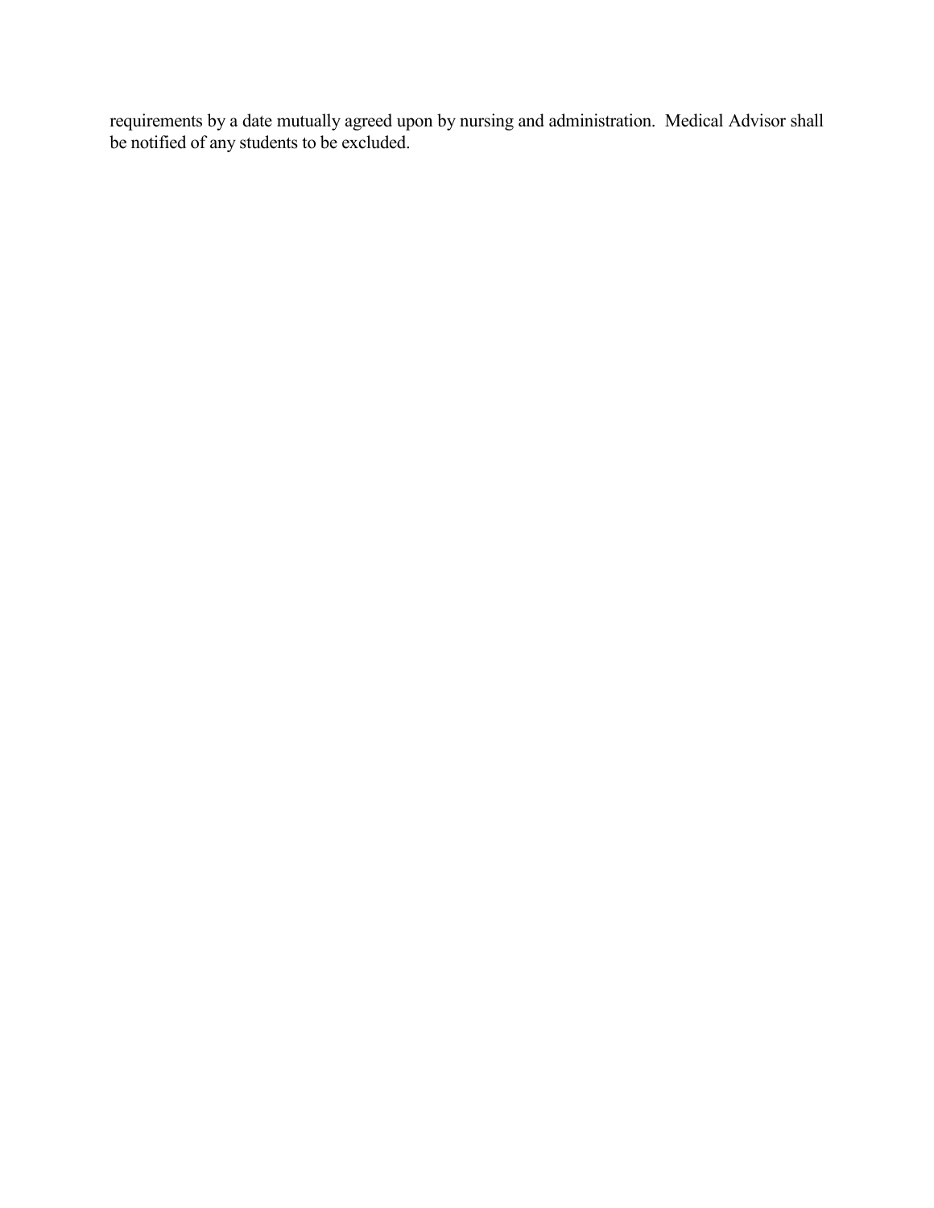requirements by a date mutually agreed upon by nursing and administration. Medical Advisor shall be notified of any students to be excluded.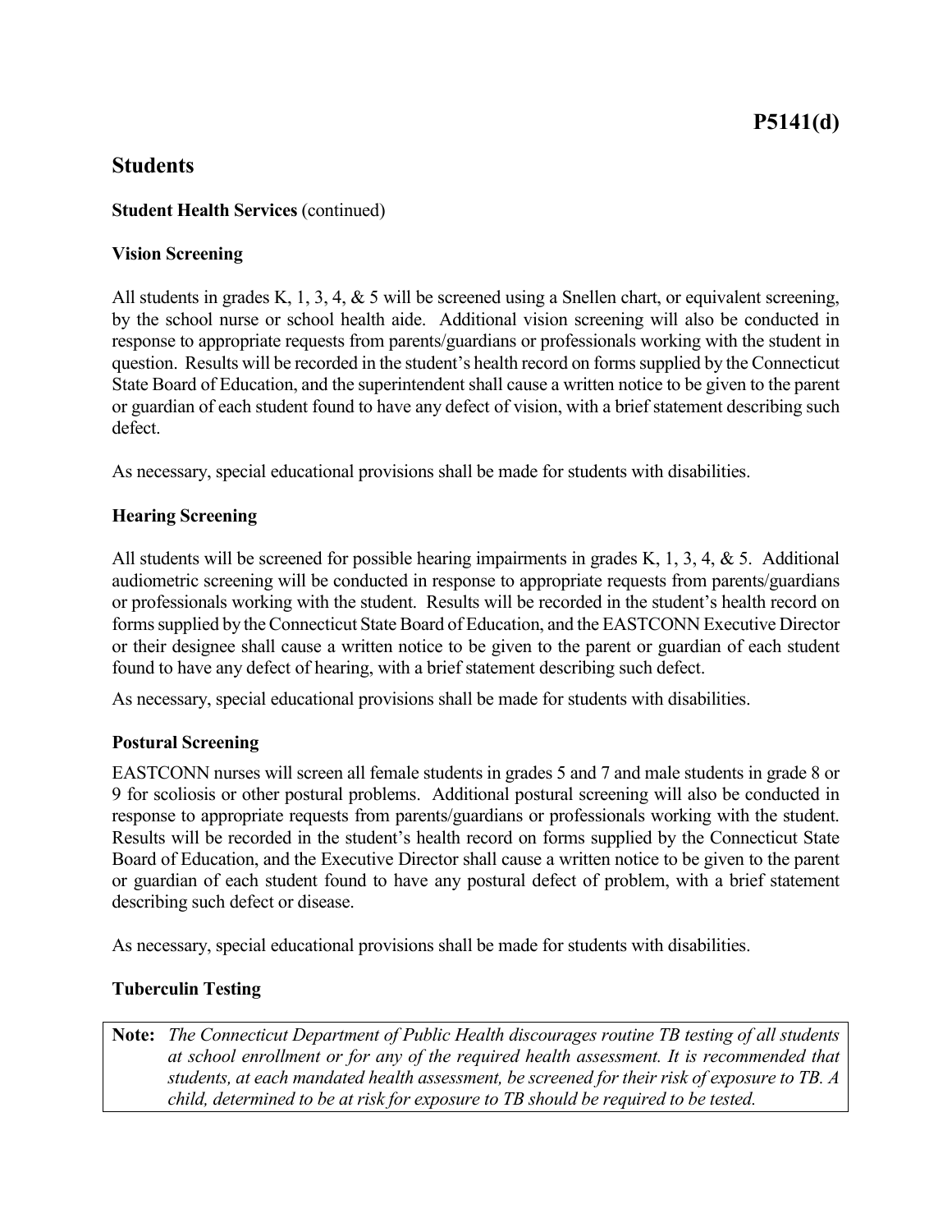# P5141(d)

## Students

**Student Health Services** (continued)

**Vision Screening**

All students in grades K, 1, 3, 4, & 5 will be screened using a Snellen chart, or equivalent screening, by the school nurse or school health aide. Additional vision screening will also be conducted in response to appropriate requests from parents/guardians or professionals working with the student in question. Results will be recorded in the student's health record on forms supplied by the Connecticut State Board of Education, and the superintendent shall cause a written notice to be given to the parent or guardian of each student found to have any defect of vision, with a brief statement describing such defect.

As necessary, special educational provisions shall be made for students with disabilities.

**Hearing Screening**

All students will be screened for possible hearing impairments in grades K, 1, 3, 4, & 5. Additional audiometric screening will be conducted in response to appropriate requests from parents/guardians or professionals working with the student. Results will be recorded in the student's health record on forms supplied by the Connecticut State Board of Education, and the EASTCONN Executive Director or their designee shall cause a written notice to be given to the parent or guardian of each student found to have any defect of hearing, with a brief statement describing such defect.

As necessary, special educational provisions shall be made for students with disabilities.

**Postural Screening**

EASTCONN nurses will screen all female students in grades 5 and 7 and male students in grade 8 or 9 for scoliosis or other postural problems. Additional postural screening will also be conducted in response to appropriate requests from parents/guardians or professionals working with the student. Results will be recorded in the student's health record on forms supplied by the Connecticut State Board of Education, and the Executive Director shall cause a written notice to be given to the parent or guardian of each student found to have any postural defect of problem, with a brief statement describing such defect or disease.

As necessary, special educational provisions shall be made for students with disabilities.

**Tuberculin Testing**

> **Note:** *The Connecticut Department of Public Health discourages routine TB testing of all students at school enrollment or for any of the required health assessment. It is recommended that students, at each mandated health assessment, be screened for their risk of exposure to TB. A child, determined to be at risk for exposure to TB should be required to be tested.*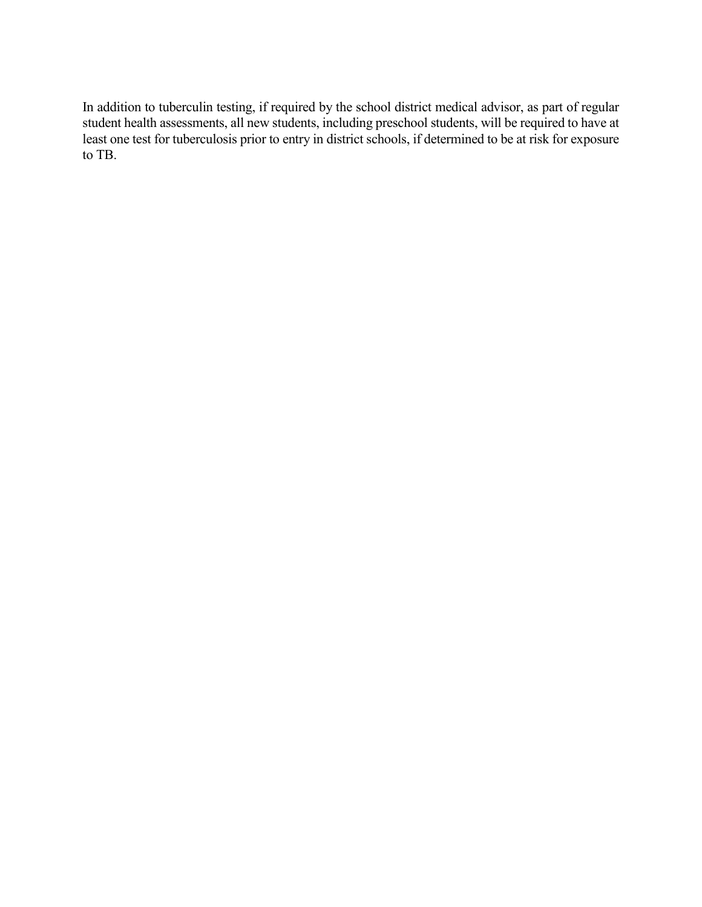In addition to tuberculin testing, if required by the school district medical advisor, as part of regular student health assessments, all new students, including preschool students, will be required to have at least one test for tuberculosis prior to entry in district schools, if determined to be at risk for exposure to TB.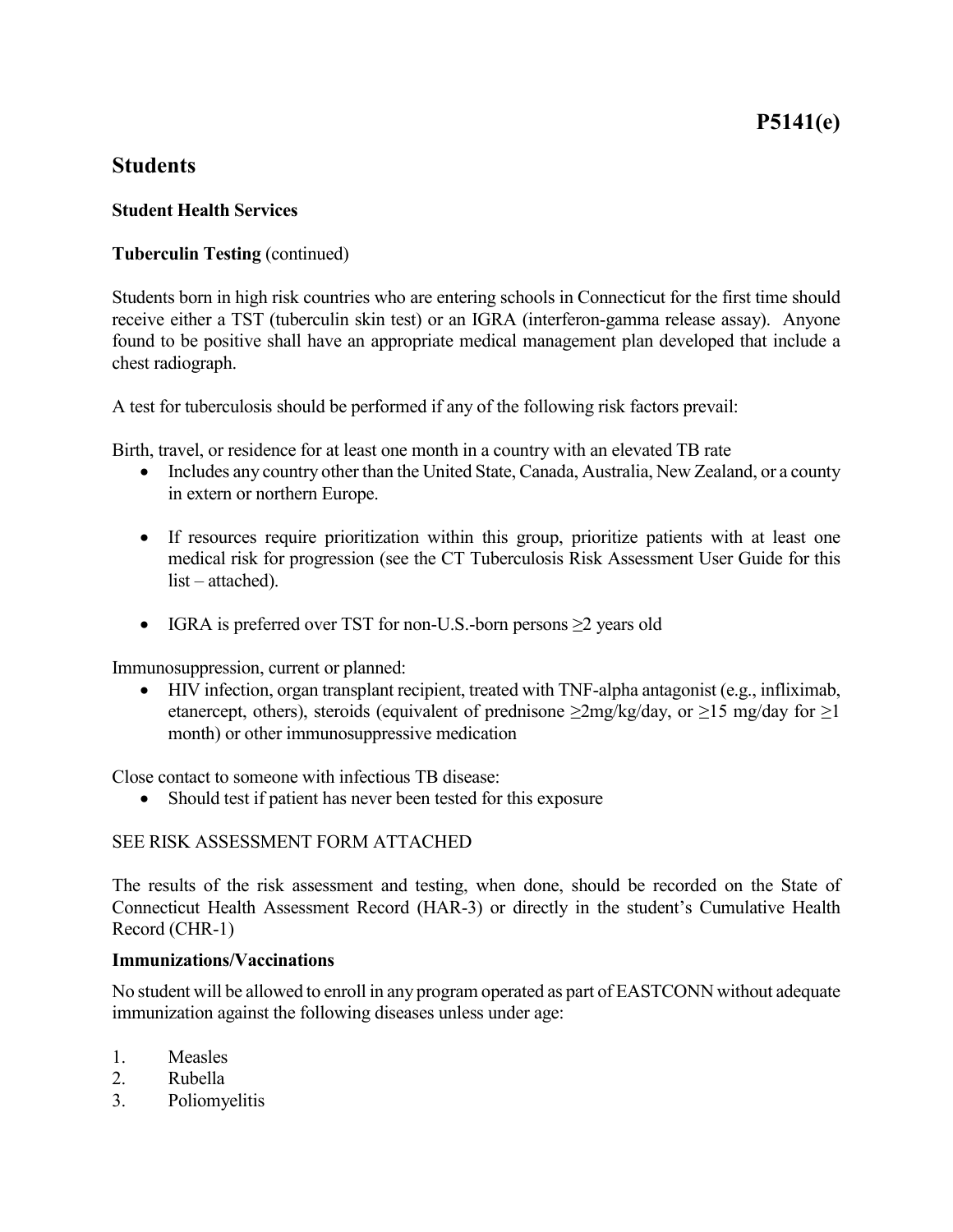# Students

## Student Health Services

**Tuberculin Testing** (continued)

Students born in high risk countries who are entering schools in Connecticut for the first time should receive either a TST (tuberculin skin test) or an IGRA (interferon-gamma release assay). Anyone found to be positive shall have an appropriate medical management plan developed that include a chest radiograph.

A test for tuberculosis should be performed if any of the following risk factors prevail:

Birth, travel, or residence for at least one month in a country with an elevated TB rate

- Includes any country other than the United State, Canada, Australia, New Zealand, or a county in extern or northern Europe.
- If resources require prioritization within this group, prioritize patients with at least one medical risk for progression (see the CT Tuberculosis Risk Assessment User Guide for this list – attached).
- IGRA is preferred over TST for non-U.S.-born persons ≥2 years old

Immunosuppression, current or planned:

- HIV infection, organ transplant recipient, treated with TNF-alpha antagonist (e.g., infliximab, etanercept, others), steroids (equivalent of prednisone ≥2mg/kg/day, or ≥15 mg/day for ≥1 month) or other immunosuppressive medication

Close contact to someone with infectious TB disease:

- Should test if patient has never been tested for this exposure

SEE RISK ASSESSMENT FORM ATTACHED

The results of the risk assessment and testing, when done, should be recorded on the State of Connecticut Health Assessment Record (HAR-3) or directly in the student's Cumulative Health Record (CHR-1)

**Immunizations/Vaccinations**

No student will be allowed to enroll in any program operated as part of EASTCONN without adequate immunization against the following diseases unless under age:

1. Measles
2. Rubella
3. Poliomyelitis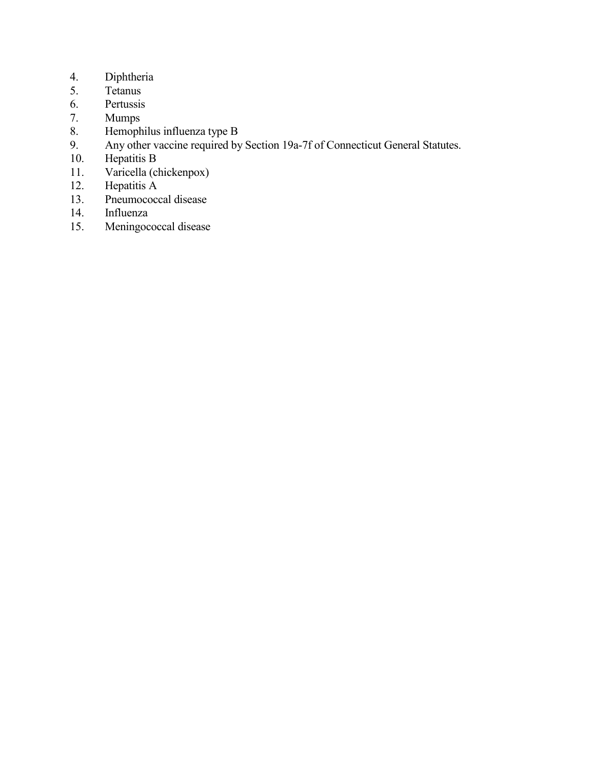4. Diphtheria
5. Tetanus
6. Pertussis
7. Mumps
8. Hemophilus influenza type B
9. Any other vaccine required by Section 19a-7f of Connecticut General Statutes.
10. Hepatitis B
11. Varicella (chickenpox)
12. Hepatitis A
13. Pneumococcal disease
14. Influenza
15. Meningococcal disease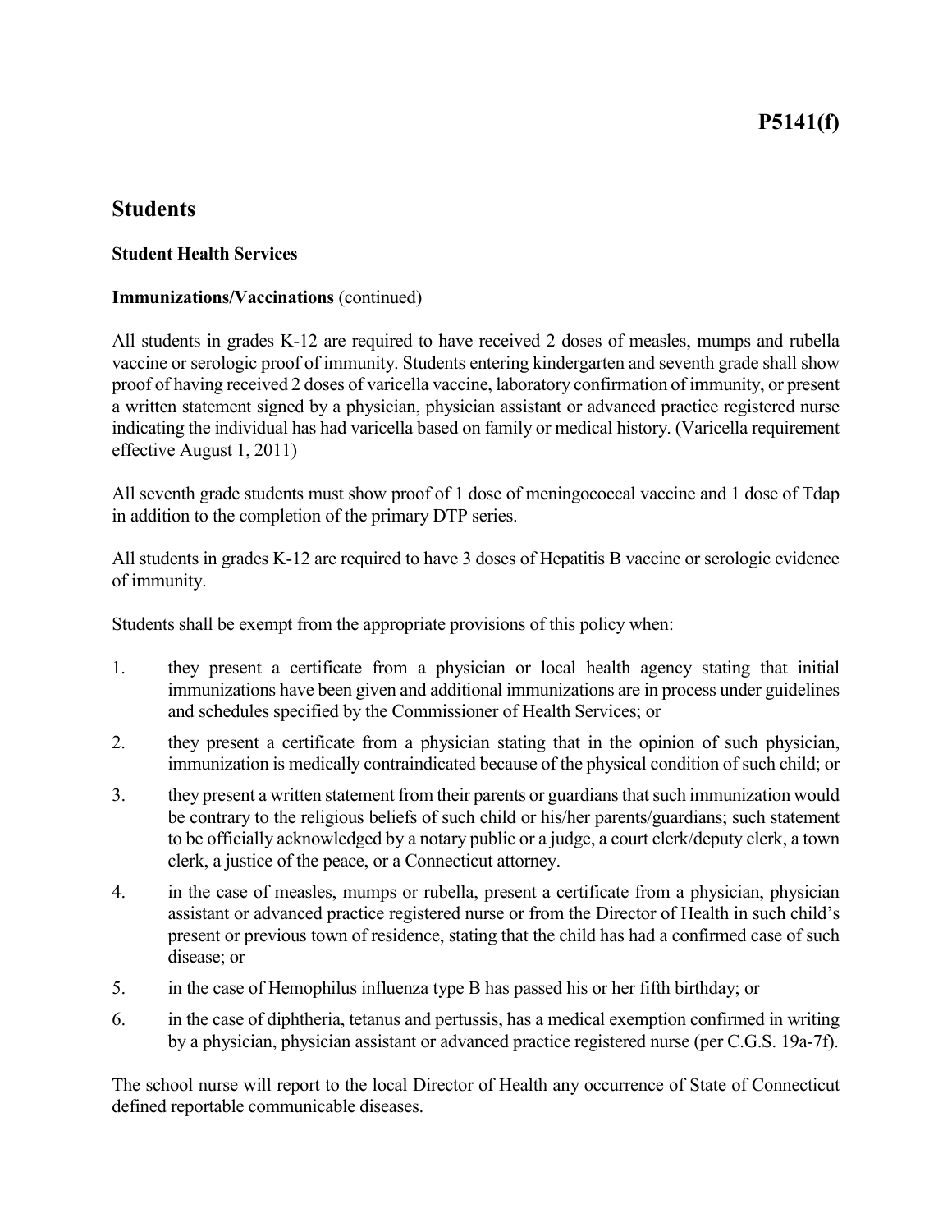# P5141(f)

## Students

### Student Health Services

**Immunizations/Vaccinations** (continued)

All students in grades K-12 are required to have received 2 doses of measles, mumps and rubella vaccine or serologic proof of immunity. Students entering kindergarten and seventh grade shall show proof of having received 2 doses of varicella vaccine, laboratory confirmation of immunity, or present a written statement signed by a physician, physician assistant or advanced practice registered nurse indicating the individual has had varicella based on family or medical history. (Varicella requirement effective August 1, 2011)

All seventh grade students must show proof of 1 dose of meningococcal vaccine and 1 dose of Tdap in addition to the completion of the primary DTP series.

All students in grades K-12 are required to have 3 doses of Hepatitis B vaccine or serologic evidence of immunity.

Students shall be exempt from the appropriate provisions of this policy when:

1. they present a certificate from a physician or local health agency stating that initial immunizations have been given and additional immunizations are in process under guidelines and schedules specified by the Commissioner of Health Services; or
2. they present a certificate from a physician stating that in the opinion of such physician, immunization is medically contraindicated because of the physical condition of such child; or
3. they present a written statement from their parents or guardians that such immunization would be contrary to the religious beliefs of such child or his/her parents/guardians; such statement to be officially acknowledged by a notary public or a judge, a court clerk/deputy clerk, a town clerk, a justice of the peace, or a Connecticut attorney.
4. in the case of measles, mumps or rubella, present a certificate from a physician, physician assistant or advanced practice registered nurse or from the Director of Health in such child's present or previous town of residence, stating that the child has had a confirmed case of such disease; or
5. in the case of Hemophilus influenza type B has passed his or her fifth birthday; or
6. in the case of diphtheria, tetanus and pertussis, has a medical exemption confirmed in writing by a physician, physician assistant or advanced practice registered nurse (per C.G.S. 19a-7f).

The school nurse will report to the local Director of Health any occurrence of State of Connecticut defined reportable communicable diseases.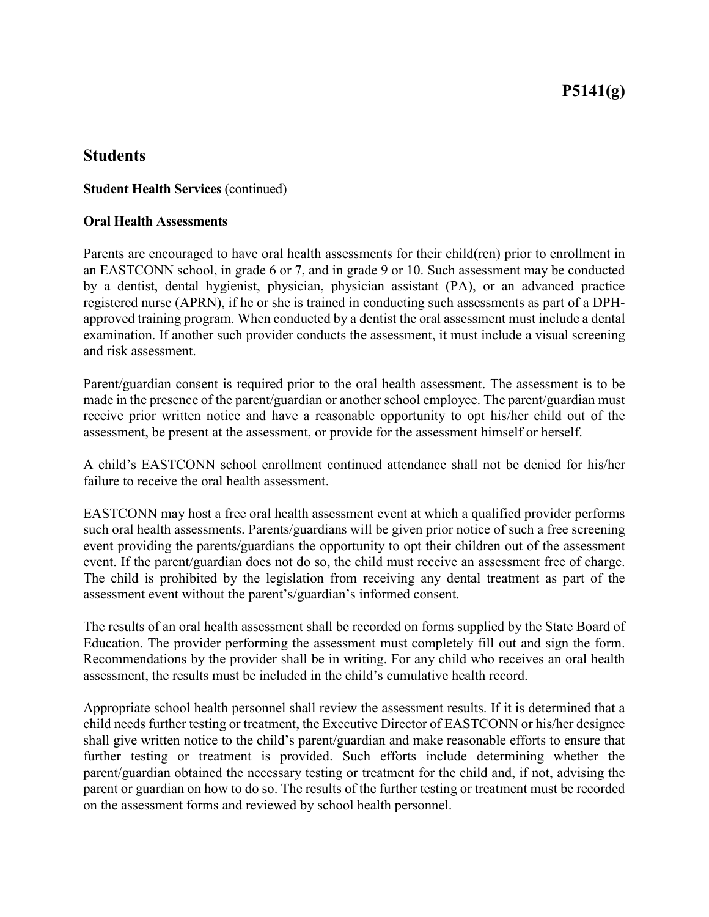# P5141(g)

## Students

**Student Health Services** (continued)

**Oral Health Assessments**

Parents are encouraged to have oral health assessments for their child(ren) prior to enrollment in an EASTCONN school, in grade 6 or 7, and in grade 9 or 10. Such assessment may be conducted by a dentist, dental hygienist, physician, physician assistant (PA), or an advanced practice registered nurse (APRN), if he or she is trained in conducting such assessments as part of a DPH-approved training program. When conducted by a dentist the oral assessment must include a dental examination. If another such provider conducts the assessment, it must include a visual screening and risk assessment.

Parent/guardian consent is required prior to the oral health assessment. The assessment is to be made in the presence of the parent/guardian or another school employee. The parent/guardian must receive prior written notice and have a reasonable opportunity to opt his/her child out of the assessment, be present at the assessment, or provide for the assessment himself or herself.

A child's EASTCONN school enrollment continued attendance shall not be denied for his/her failure to receive the oral health assessment.

EASTCONN may host a free oral health assessment event at which a qualified provider performs such oral health assessments. Parents/guardians will be given prior notice of such a free screening event providing the parents/guardians the opportunity to opt their children out of the assessment event. If the parent/guardian does not do so, the child must receive an assessment free of charge. The child is prohibited by the legislation from receiving any dental treatment as part of the assessment event without the parent's/guardian's informed consent.

The results of an oral health assessment shall be recorded on forms supplied by the State Board of Education. The provider performing the assessment must completely fill out and sign the form. Recommendations by the provider shall be in writing. For any child who receives an oral health assessment, the results must be included in the child's cumulative health record.

Appropriate school health personnel shall review the assessment results. If it is determined that a child needs further testing or treatment, the Executive Director of EASTCONN or his/her designee shall give written notice to the child's parent/guardian and make reasonable efforts to ensure that further testing or treatment is provided. Such efforts include determining whether the parent/guardian obtained the necessary testing or treatment for the child and, if not, advising the parent or guardian on how to do so. The results of the further testing or treatment must be recorded on the assessment forms and reviewed by school health personnel.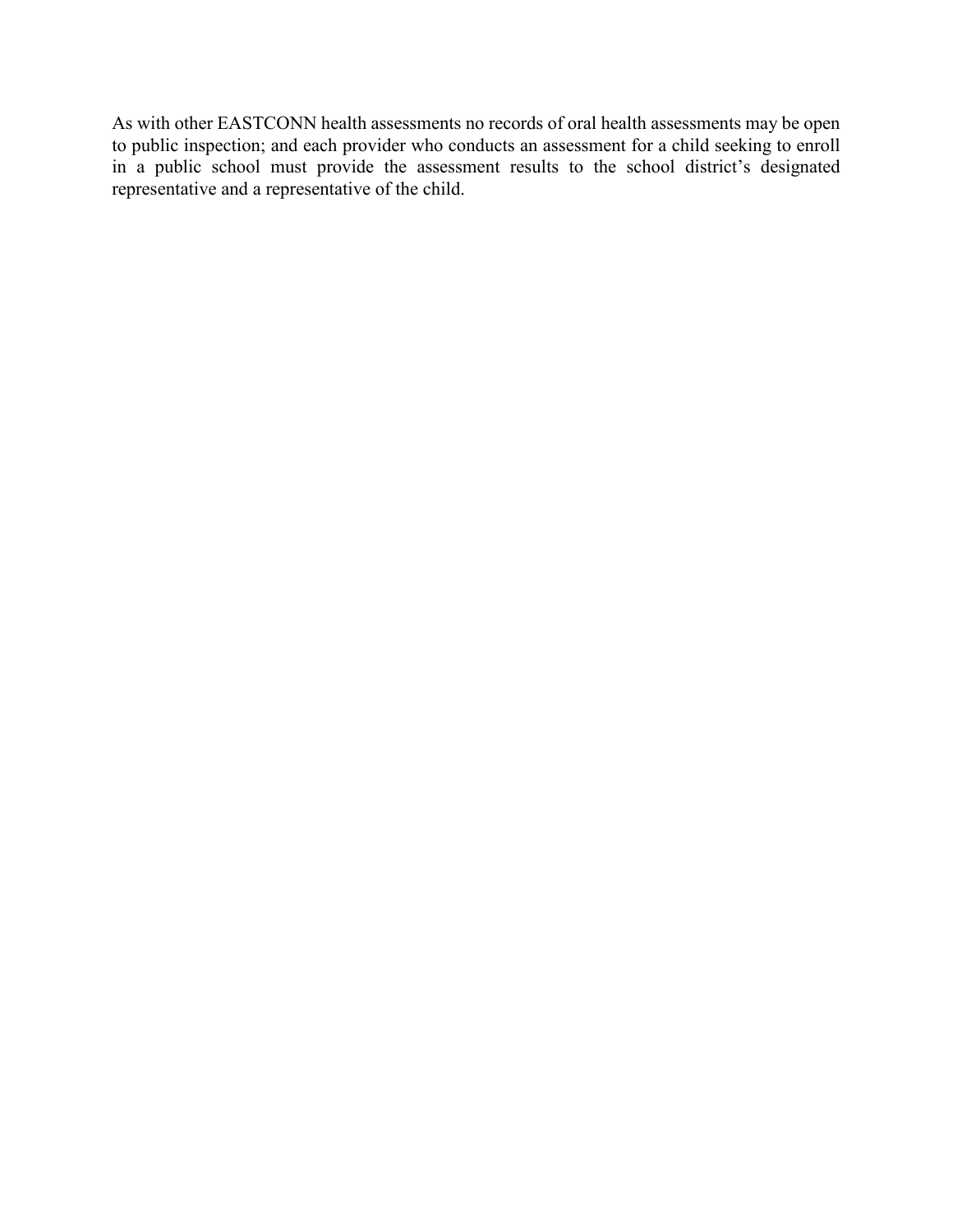As with other EASTCONN health assessments no records of oral health assessments may be open to public inspection; and each provider who conducts an assessment for a child seeking to enroll in a public school must provide the assessment results to the school district's designated representative and a representative of the child.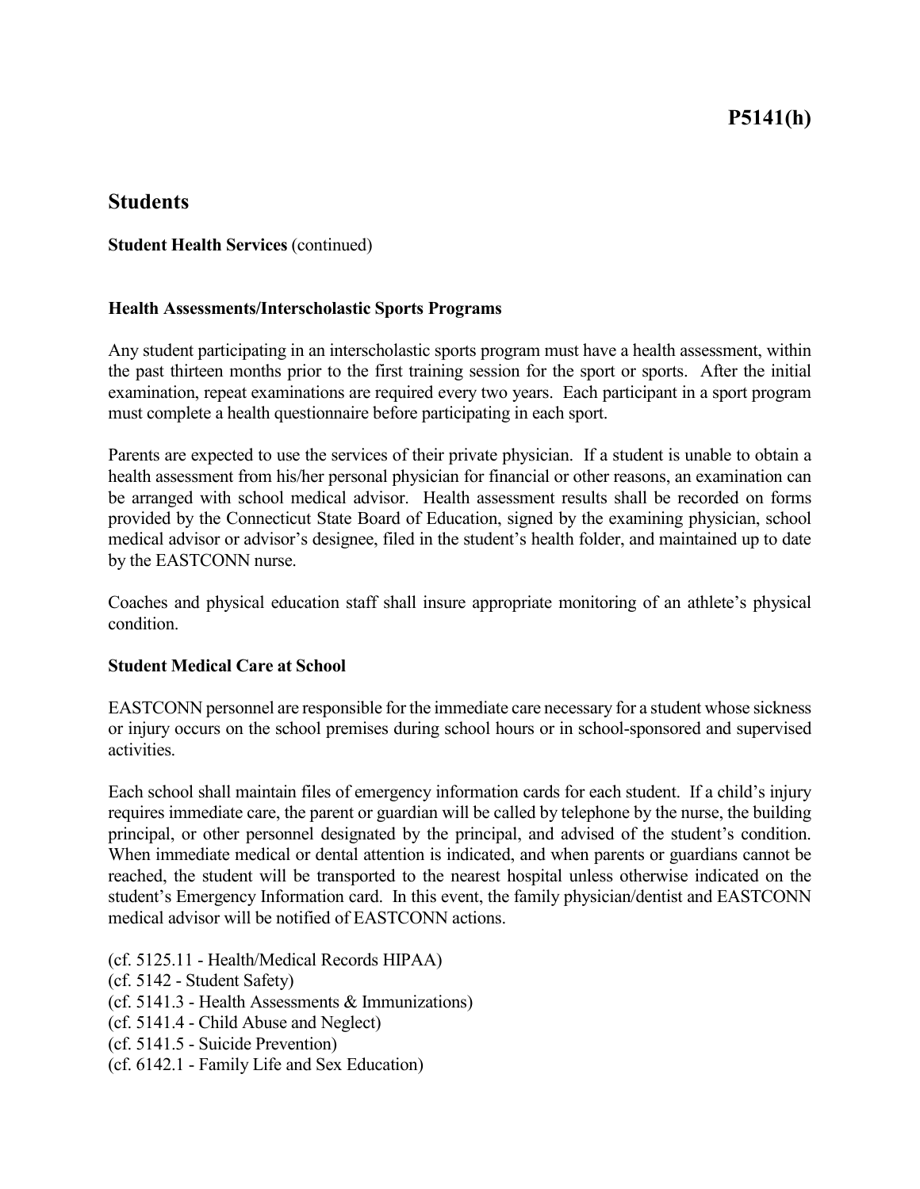# P5141(h)

## Students

**Student Health Services** (continued)

### Health Assessments/Interscholastic Sports Programs

Any student participating in an interscholastic sports program must have a health assessment, within the past thirteen months prior to the first training session for the sport or sports. After the initial examination, repeat examinations are required every two years. Each participant in a sport program must complete a health questionnaire before participating in each sport.

Parents are expected to use the services of their private physician. If a student is unable to obtain a health assessment from his/her personal physician for financial or other reasons, an examination can be arranged with school medical advisor. Health assessment results shall be recorded on forms provided by the Connecticut State Board of Education, signed by the examining physician, school medical advisor or advisor's designee, filed in the student's health folder, and maintained up to date by the EASTCONN nurse.

Coaches and physical education staff shall insure appropriate monitoring of an athlete's physical condition.

### Student Medical Care at School

EASTCONN personnel are responsible for the immediate care necessary for a student whose sickness or injury occurs on the school premises during school hours or in school-sponsored and supervised activities.

Each school shall maintain files of emergency information cards for each student. If a child's injury requires immediate care, the parent or guardian will be called by telephone by the nurse, the building principal, or other personnel designated by the principal, and advised of the student's condition. When immediate medical or dental attention is indicated, and when parents or guardians cannot be reached, the student will be transported to the nearest hospital unless otherwise indicated on the student's Emergency Information card. In this event, the family physician/dentist and EASTCONN medical advisor will be notified of EASTCONN actions.

(cf. 5125.11 - Health/Medical Records HIPAA)
(cf. 5142 - Student Safety)
(cf. 5141.3 - Health Assessments & Immunizations)
(cf. 5141.4 - Child Abuse and Neglect)
(cf. 5141.5 - Suicide Prevention)
(cf. 6142.1 - Family Life and Sex Education)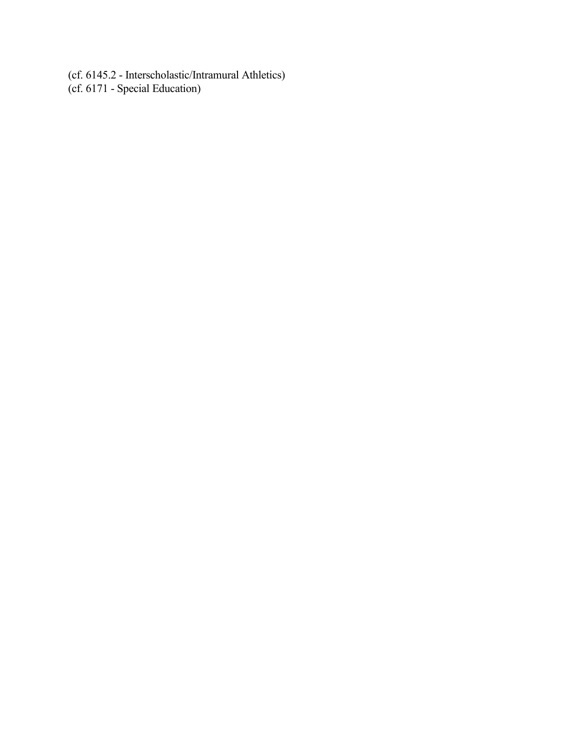(cf. 6145.2 - Interscholastic/Intramural Athletics)
(cf. 6171 - Special Education)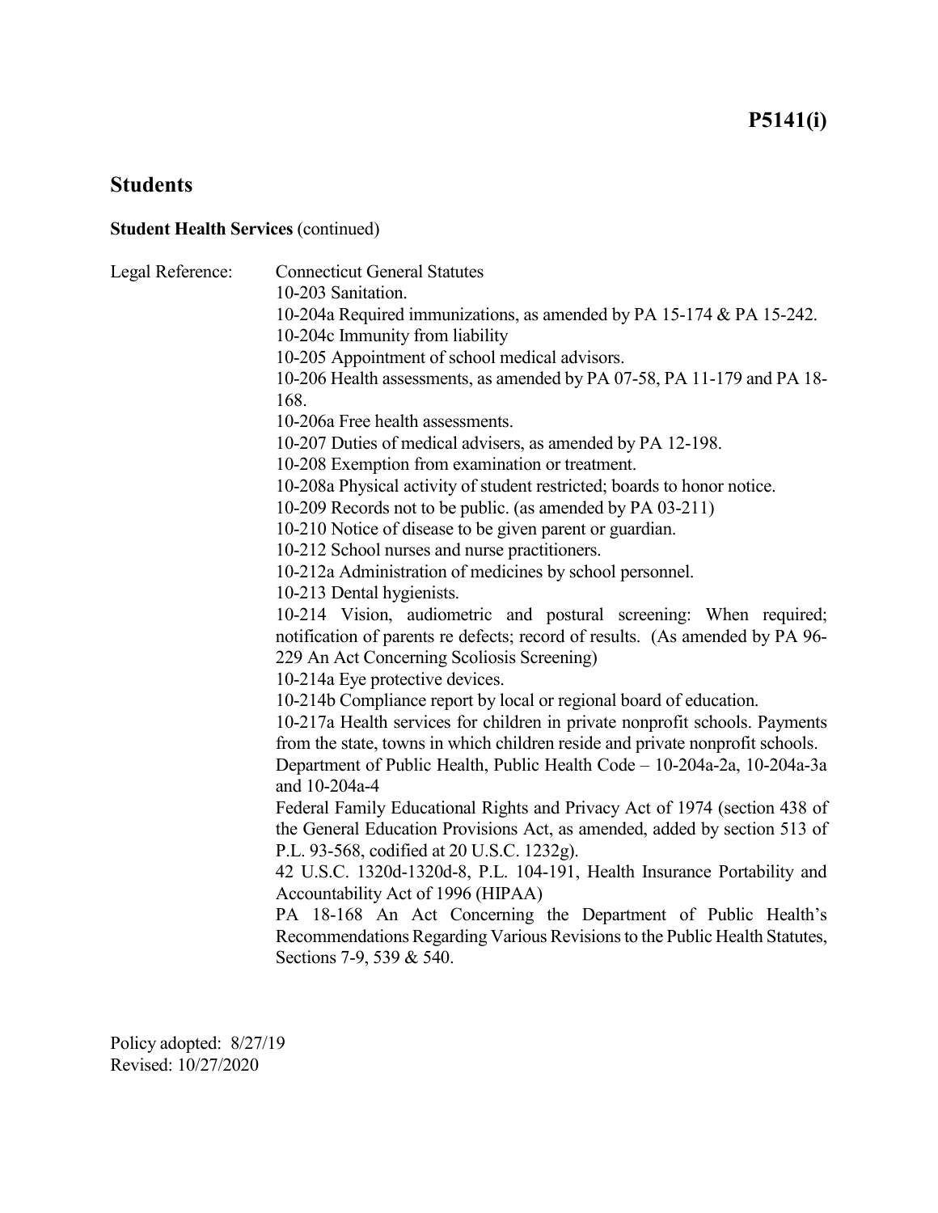**P5141(i)**

## Students

**Student Health Services** (continued)

Legal Reference: Connecticut General Statutes

10-203 Sanitation.

10-204a Required immunizations, as amended by PA 15-174 & PA 15-242.

10-204c Immunity from liability

10-205 Appointment of school medical advisors.

10-206 Health assessments, as amended by PA 07-58, PA 11-179 and PA 18-168.

10-206a Free health assessments.

10-207 Duties of medical advisers, as amended by PA 12-198.

10-208 Exemption from examination or treatment.

10-208a Physical activity of student restricted; boards to honor notice.

10-209 Records not to be public. (as amended by PA 03-211)

10-210 Notice of disease to be given parent or guardian.

10-212 School nurses and nurse practitioners.

10-212a Administration of medicines by school personnel.

10-213 Dental hygienists.

10-214 Vision, audiometric and postural screening: When required; notification of parents re defects; record of results. (As amended by PA 96-229 An Act Concerning Scoliosis Screening)

10-214a Eye protective devices.

10-214b Compliance report by local or regional board of education.

10-217a Health services for children in private nonprofit schools. Payments from the state, towns in which children reside and private nonprofit schools.

Department of Public Health, Public Health Code – 10-204a-2a, 10-204a-3a and 10-204a-4

Federal Family Educational Rights and Privacy Act of 1974 (section 438 of the General Education Provisions Act, as amended, added by section 513 of P.L. 93-568, codified at 20 U.S.C. 1232g).

42 U.S.C. 1320d-1320d-8, P.L. 104-191, Health Insurance Portability and Accountability Act of 1996 (HIPAA)

PA 18-168 An Act Concerning the Department of Public Health's Recommendations Regarding Various Revisions to the Public Health Statutes, Sections 7-9, 539 & 540.

Policy adopted: 8/27/19
Revised: 10/27/2020